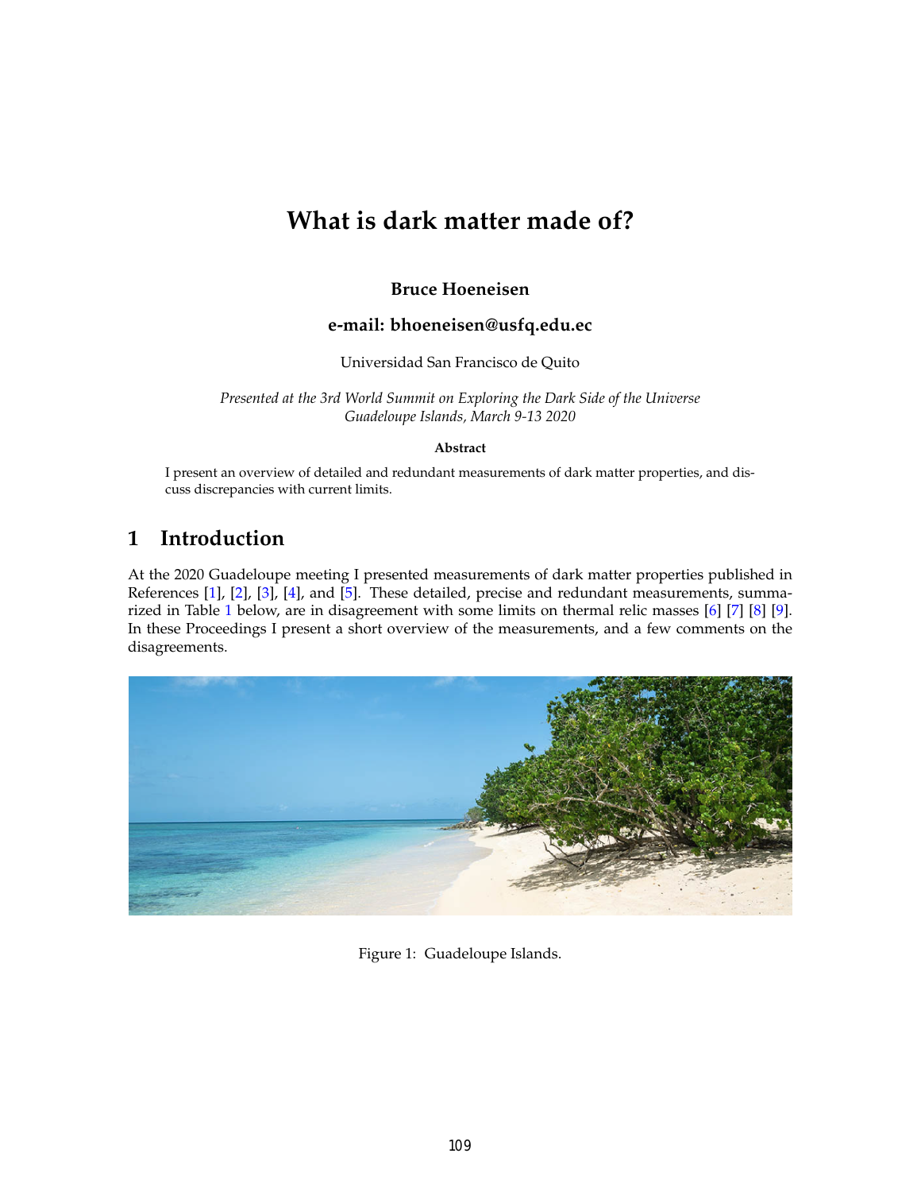# What is dark matter made of?

**Bruce Hoeneisen**

**e-mail: bhoeneisen@usfq.edu.ec**

Universidad San Francisco de Quito

*Presented at the 3rd World Summit on Exploring the Dark Side of the Universe*
*Guadeloupe Islands, March 9-13 2020*

**Abstract**

I present an overview of detailed and redundant measurements of dark matter properties, and discuss discrepancies with current limits.

## 1 Introduction

At the 2020 Guadeloupe meeting I presented measurements of dark matter properties published in References [1], [2], [3], [4], and [5]. These detailed, precise and redundant measurements, summarized in Table 1 below, are in disagreement with some limits on thermal relic masses [6] [7] [8] [9]. In these Proceedings I present a short overview of the measurements, and a few comments on the disagreements.

Figure 1: Guadeloupe Islands.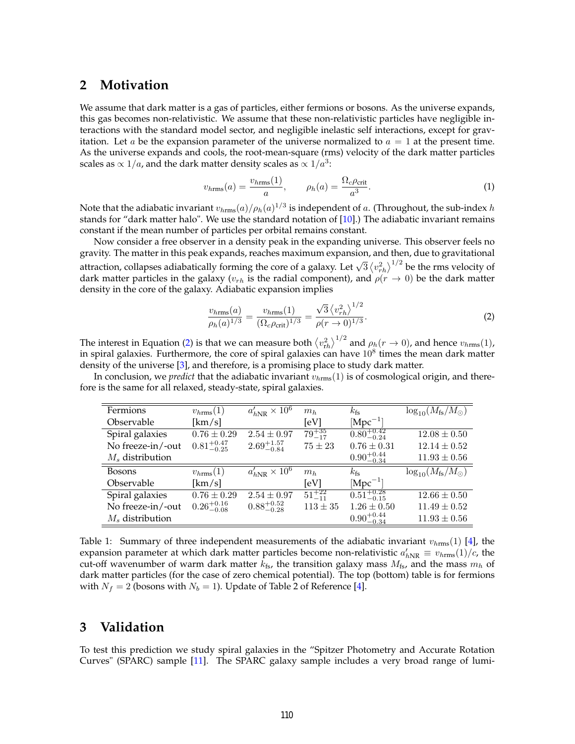## 2 Motivation

We assume that dark matter is a gas of particles, either fermions or bosons. As the universe expands, this gas becomes non-relativistic. We assume that these non-relativistic particles have negligible interactions with the standard model sector, and negligible inelastic self interactions, except for gravitation. Let $a$ be the expansion parameter of the universe normalized to $a = 1$ at the present time. As the universe expands and cools, the root-mean-square (rms) velocity of the dark matter particles scales as $\propto 1/a$, and the dark matter density scales as $\propto 1/a^3$:

$$v_{h\text{rms}}(a) = \frac{v_{h\text{rms}}(1)}{a}, \qquad \rho_h(a) = \frac{\Omega_c \rho_{\text{crit}}}{a^3}. \tag{1}$$

Note that the adiabatic invariant $v_{h\text{rms}}(a)/\rho_h(a)^{1/3}$ is independent of $a$. (Throughout, the sub-index $h$ stands for "dark matter halo". We use the standard notation of [10].) The adiabatic invariant remains constant if the mean number of particles per orbital remains constant.

Now consider a free observer in a density peak in the expanding universe. This observer feels no gravity. The matter in this peak expands, reaches maximum expansion, and then, due to gravitational attraction, collapses adiabatically forming the core of a galaxy. Let $\sqrt{3}\left\langle v_{rh}^2 \right\rangle^{1/2}$ be the rms velocity of dark matter particles in the galaxy ($v_{rh}$ is the radial component), and $\rho(r \to 0)$ be the dark matter density in the core of the galaxy. Adiabatic expansion implies

$$\frac{v_{h\text{rms}}(a)}{\rho_h(a)^{1/3}} = \frac{v_{h\text{rms}}(1)}{(\Omega_c \rho_{\text{crit}})^{1/3}} = \frac{\sqrt{3}\left\langle v_{rh}^2 \right\rangle^{1/2}}{\rho(r \to 0)^{1/3}}. \tag{2}$$

The interest in Equation (2) is that we can measure both $\left\langle v_{rh}^2 \right\rangle^{1/2}$ and $\rho_h(r \to 0)$, and hence $v_{h\text{rms}}(1)$, in spiral galaxies. Furthermore, the core of spiral galaxies can have $10^8$ times the mean dark matter density of the universe [3], and therefore, is a promising place to study dark matter.

In conclusion, we *predict* that the adiabatic invariant $v_{h\text{rms}}(1)$ is of cosmological origin, and therefore is the same for all relaxed, steady-state, spiral galaxies.

| Fermions | $v_{h\text{rms}}(1)$ | $a'_{h\text{NR}} \times 10^6$ | $m_h$ | $k_{\text{fs}}$ | $\log_{10}(M_{\text{fs}}/M_\odot)$ |
|---|---|---|---|---|---|
| Observable | [km/s] | | [eV] | [Mpc$^{-1}$] | |
| Spiral galaxies | $0.76 \pm 0.29$ | $2.54 \pm 0.97$ | $79^{+35}_{-17}$ | $0.80^{+0.42}_{-0.24}$ | $12.08 \pm 0.50$ |
| No freeze-in/-out | $0.81^{+0.47}_{-0.25}$ | $2.69^{+1.57}_{-0.84}$ | $75 \pm 23$ | $0.76 \pm 0.31$ | $12.14 \pm 0.52$ |
| $M_s$ distribution | | | | $0.90^{+0.44}_{-0.34}$ | $11.93 \pm 0.56$ |
| **Bosons** | $v_{h\text{rms}}(1)$ | $a'_{h\text{NR}} \times 10^6$ | $m_h$ | $k_{\text{fs}}$ | $\log_{10}(M_{\text{fs}}/M_\odot)$ |
| Observable | [km/s] | | [eV] | [Mpc$^{-1}$] | |
| Spiral galaxies | $0.76 \pm 0.29$ | $2.54 \pm 0.97$ | $51^{+22}_{-11}$ | $0.51^{+0.28}_{-0.15}$ | $12.66 \pm 0.50$ |
| No freeze-in/-out | $0.26^{+0.16}_{-0.08}$ | $0.88^{+0.52}_{-0.28}$ | $113 \pm 35$ | $1.26 \pm 0.50$ | $11.49 \pm 0.52$ |
| $M_s$ distribution | | | | $0.90^{+0.44}_{-0.34}$ | $11.93 \pm 0.56$ |

Table 1: Summary of three independent measurements of the adiabatic invariant $v_{h\text{rms}}(1)$ [4], the expansion parameter at which dark matter particles become non-relativistic $a'_{h\text{NR}} \equiv v_{h\text{rms}}(1)/c$, the cut-off wavenumber of warm dark matter $k_{\text{fs}}$, the transition galaxy mass $M_{\text{fs}}$, and the mass $m_h$ of dark matter particles (for the case of zero chemical potential). The top (bottom) table is for fermions with $N_f = 2$ (bosons with $N_b = 1$). Update of Table 2 of Reference [4].

## 3 Validation

To test this prediction we study spiral galaxies in the "Spitzer Photometry and Accurate Rotation Curves" (SPARC) sample [11]. The SPARC galaxy sample includes a very broad range of lumi-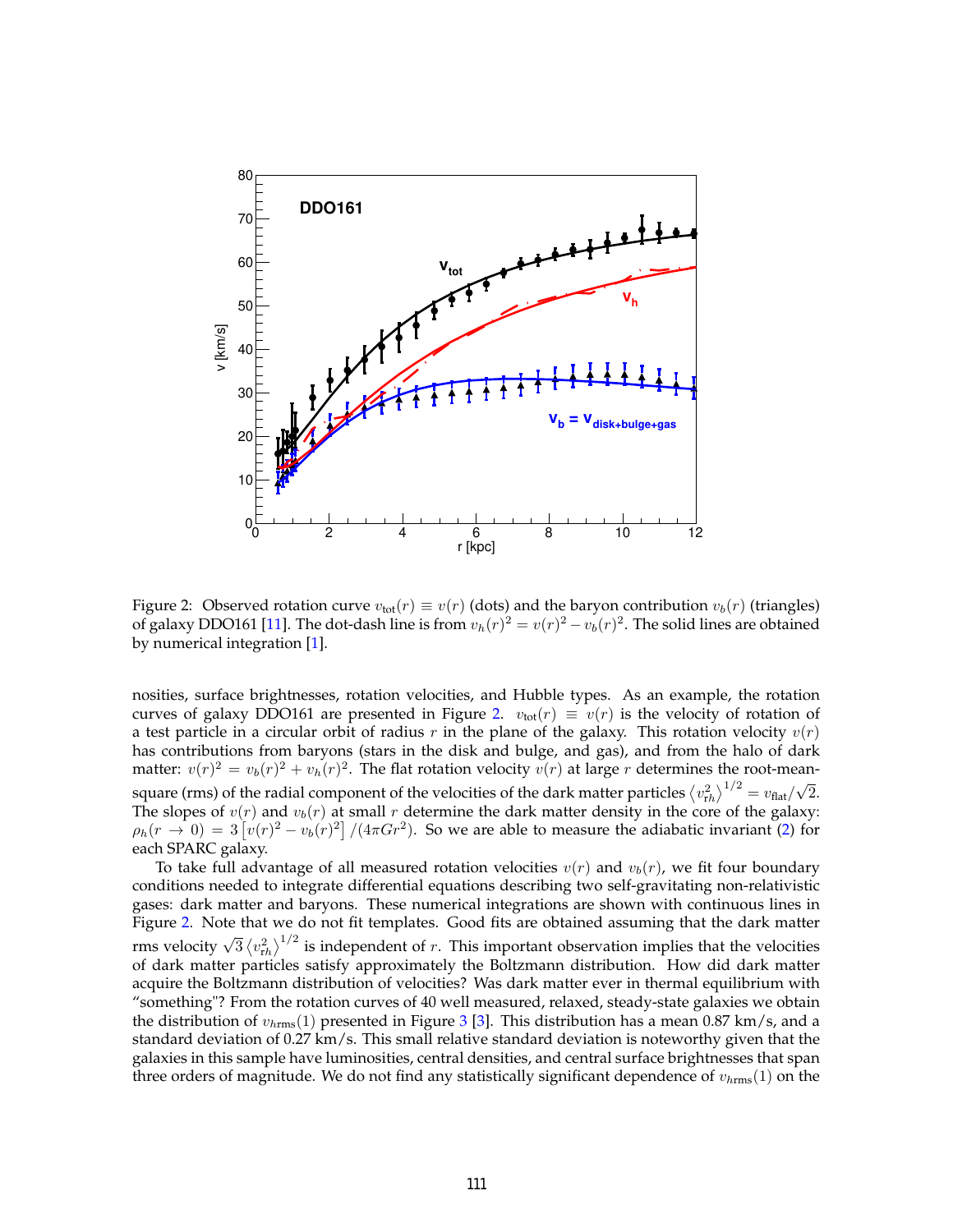DDO161

$v_{tot}$

$v_h$

$v_b = v_{disk+bulge+gas}$

v [km/s]

r [kpc]

0 2 4 6 8 10 12

0 10 20 30 40 50 60 70 80

Figure 2: Observed rotation curve $v_{\text{tot}}(r) \equiv v(r)$ (dots) and the baryon contribution $v_b(r)$ (triangles) of galaxy DDO161 [11]. The dot-dash line is from $v_h(r)^2 = v(r)^2 - v_b(r)^2$. The solid lines are obtained by numerical integration [1].

nosities, surface brightnesses, rotation velocities, and Hubble types. As an example, the rotation curves of galaxy DDO161 are presented in Figure 2. $v_{\text{tot}}(r) \equiv v(r)$ is the velocity of rotation of a test particle in a circular orbit of radius $r$ in the plane of the galaxy. This rotation velocity $v(r)$ has contributions from baryons (stars in the disk and bulge, and gas), and from the halo of dark matter: $v(r)^2 = v_b(r)^2 + v_h(r)^2$. The flat rotation velocity $v(r)$ at large $r$ determines the root-mean-square (rms) of the radial component of the velocities of the dark matter particles $\langle v_{rh}^2 \rangle^{1/2} = v_{\text{flat}}/\sqrt{2}$. The slopes of $v(r)$ and $v_b(r)$ at small $r$ determine the dark matter density in the core of the galaxy: $\rho_h(r \to 0) = 3\left[v(r)^2 - v_b(r)^2\right]/(4\pi G r^2)$. So we are able to measure the adiabatic invariant (2) for each SPARC galaxy.

To take full advantage of all measured rotation velocities $v(r)$ and $v_b(r)$, we fit four boundary conditions needed to integrate differential equations describing two self-gravitating non-relativistic gases: dark matter and baryons. These numerical integrations are shown with continuous lines in Figure 2. Note that we do not fit templates. Good fits are obtained assuming that the dark matter rms velocity $\sqrt{3}\langle v_{rh}^2 \rangle^{1/2}$ is independent of $r$. This important observation implies that the velocities of dark matter particles satisfy approximately the Boltzmann distribution. How did dark matter acquire the Boltzmann distribution of velocities? Was dark matter ever in thermal equilibrium with "something"? From the rotation curves of 40 well measured, relaxed, steady-state galaxies we obtain the distribution of $v_{hrms}(1)$ presented in Figure 3 [3]. This distribution has a mean 0.87 km/s, and a standard deviation of 0.27 km/s. This small relative standard deviation is noteworthy given that the galaxies in this sample have luminosities, central densities, and central surface brightnesses that span three orders of magnitude. We do not find any statistically significant dependence of $v_{hrms}(1)$ on the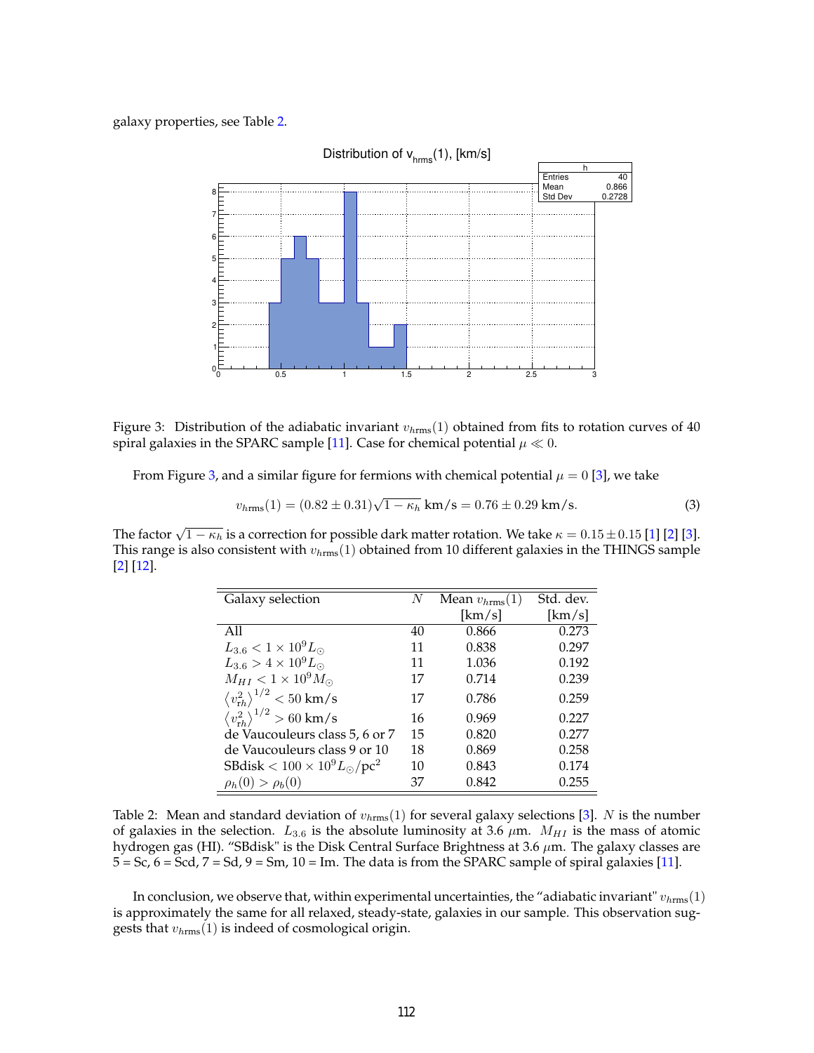galaxy properties, see Table 2.

Distribution of $v_{hrms}(1)$, [km/s]

h
Entries 40
Mean 0.866
Std Dev 0.2728

0 0.5 1 1.5 2 2.5 3

0 1 2 3 4 5 6 7 8

Figure 3: Distribution of the adiabatic invariant $v_{hrms}(1)$ obtained from fits to rotation curves of 40 spiral galaxies in the SPARC sample [11]. Case for chemical potential $\mu \ll 0$.

From Figure 3, and a similar figure for fermions with chemical potential $\mu = 0$ [3], we take

$$v_{hrms}(1) = (0.82 \pm 0.31)\sqrt{1 - \kappa_h} \text{ km/s} = 0.76 \pm 0.29 \text{ km/s}. \tag{3}$$

The factor $\sqrt{1 - \kappa_h}$ is a correction for possible dark matter rotation. We take $\kappa = 0.15 \pm 0.15$ [1] [2] [3]. This range is also consistent with $v_{hrms}(1)$ obtained from 10 different galaxies in the THINGS sample [2] [12].

| Galaxy selection | $N$ | Mean $v_{hrms}(1)$ [km/s] | Std. dev. [km/s] |
|---|---|---|---|
| All | 40 | 0.866 | 0.273 |
| $L_{3.6} < 1 \times 10^9 L_\odot$ | 11 | 0.838 | 0.297 |
| $L_{3.6} > 4 \times 10^9 L_\odot$ | 11 | 1.036 | 0.192 |
| $M_{HI} < 1 \times 10^9 M_\odot$ | 17 | 0.714 | 0.239 |
| $\langle v_{rh}^2 \rangle^{1/2} < 50$ km/s | 17 | 0.786 | 0.259 |
| $\langle v_{rh}^2 \rangle^{1/2} > 60$ km/s | 16 | 0.969 | 0.227 |
| de Vaucouleurs class 5, 6 or 7 | 15 | 0.820 | 0.277 |
| de Vaucouleurs class 9 or 10 | 18 | 0.869 | 0.258 |
| SBdisk $< 100 \times 10^9 L_\odot/\text{pc}^2$ | 10 | 0.843 | 0.174 |
| $\rho_h(0) > \rho_b(0)$ | 37 | 0.842 | 0.255 |

Table 2: Mean and standard deviation of $v_{hrms}(1)$ for several galaxy selections [3]. $N$ is the number of galaxies in the selection. $L_{3.6}$ is the absolute luminosity at 3.6 $\mu$m. $M_{HI}$ is the mass of atomic hydrogen gas (HI). "SBdisk" is the Disk Central Surface Brightness at 3.6 $\mu$m. The galaxy classes are 5 = Sc, 6 = Scd, 7 = Sd, 9 = Sm, 10 = Im. The data is from the SPARC sample of spiral galaxies [11].

In conclusion, we observe that, within experimental uncertainties, the "adiabatic invariant" $v_{hrms}(1)$ is approximately the same for all relaxed, steady-state, galaxies in our sample. This observation suggests that $v_{hrms}(1)$ is indeed of cosmological origin.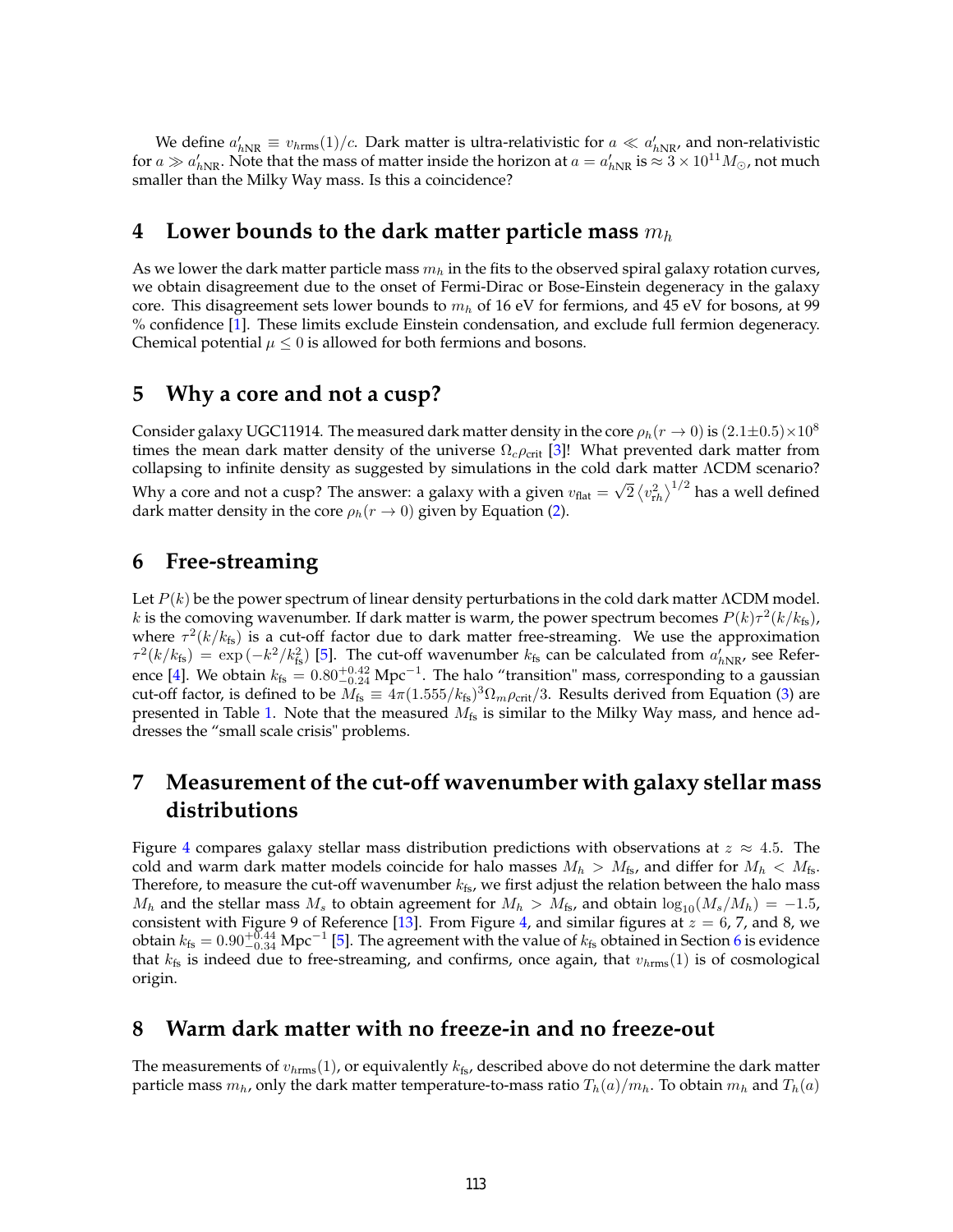We define $a'_{h\text{NR}} \equiv v_{h\text{rms}}(1)/c$. Dark matter is ultra-relativistic for $a \ll a'_{h\text{NR}}$, and non-relativistic for $a \gg a'_{h\text{NR}}$. Note that the mass of matter inside the horizon at $a = a'_{h\text{NR}}$ is $\approx 3 \times 10^{11} M_\odot$, not much smaller than the Milky Way mass. Is this a coincidence?

## 4 Lower bounds to the dark matter particle mass $m_h$

As we lower the dark matter particle mass $m_h$ in the fits to the observed spiral galaxy rotation curves, we obtain disagreement due to the onset of Fermi-Dirac or Bose-Einstein degeneracy in the galaxy core. This disagreement sets lower bounds to $m_h$ of 16 eV for fermions, and 45 eV for bosons, at 99 % confidence [1]. These limits exclude Einstein condensation, and exclude full fermion degeneracy. Chemical potential $\mu \leq 0$ is allowed for both fermions and bosons.

## 5 Why a core and not a cusp?

Consider galaxy UGC11914. The measured dark matter density in the core $\rho_h(r \to 0)$ is $(2.1 \pm 0.5) \times 10^8$ times the mean dark matter density of the universe $\Omega_c \rho_{\text{crit}}$ [3]! What prevented dark matter from collapsing to infinite density as suggested by simulations in the cold dark matter ΛCDM scenario? Why a core and not a cusp? The answer: a galaxy with a given $v_{\text{flat}} = \sqrt{2} \left\langle v_{\text{rh}}^2 \right\rangle^{1/2}$ has a well defined dark matter density in the core $\rho_h(r \to 0)$ given by Equation (2).

## 6 Free-streaming

Let $P(k)$ be the power spectrum of linear density perturbations in the cold dark matter ΛCDM model. $k$ is the comoving wavenumber. If dark matter is warm, the power spectrum becomes $P(k)\tau^2(k/k_{\text{fs}})$, where $\tau^2(k/k_{\text{fs}})$ is a cut-off factor due to dark matter free-streaming. We use the approximation $\tau^2(k/k_{\text{fs}}) = \exp\left(-k^2/k_{\text{fs}}^2\right)$ [5]. The cut-off wavenumber $k_{\text{fs}}$ can be calculated from $a'_{h\text{NR}}$, see Reference [4]. We obtain $k_{\text{fs}} = 0.80^{+0.42}_{-0.24}$ Mpc$^{-1}$. The halo "transition" mass, corresponding to a gaussian cut-off factor, is defined to be $M_{\text{fs}} \equiv 4\pi(1.555/k_{\text{fs}})^3 \Omega_m \rho_{\text{crit}}/3$. Results derived from Equation (3) are presented in Table 1. Note that the measured $M_{\text{fs}}$ is similar to the Milky Way mass, and hence addresses the "small scale crisis" problems.

## 7 Measurement of the cut-off wavenumber with galaxy stellar mass distributions

Figure 4 compares galaxy stellar mass distribution predictions with observations at $z \approx 4.5$. The cold and warm dark matter models coincide for halo masses $M_h > M_{\text{fs}}$, and differ for $M_h < M_{\text{fs}}$. Therefore, to measure the cut-off wavenumber $k_{\text{fs}}$, we first adjust the relation between the halo mass $M_h$ and the stellar mass $M_s$ to obtain agreement for $M_h > M_{\text{fs}}$, and obtain $\log_{10}(M_s/M_h) = -1.5$, consistent with Figure 9 of Reference [13]. From Figure 4, and similar figures at $z = 6$, 7, and 8, we obtain $k_{\text{fs}} = 0.90^{+0.44}_{-0.34}$ Mpc$^{-1}$ [5]. The agreement with the value of $k_{\text{fs}}$ obtained in Section 6 is evidence that $k_{\text{fs}}$ is indeed due to free-streaming, and confirms, once again, that $v_{h\text{rms}}(1)$ is of cosmological origin.

## 8 Warm dark matter with no freeze-in and no freeze-out

The measurements of $v_{h\text{rms}}(1)$, or equivalently $k_{\text{fs}}$, described above do not determine the dark matter particle mass $m_h$, only the dark matter temperature-to-mass ratio $T_h(a)/m_h$. To obtain $m_h$ and $T_h(a)$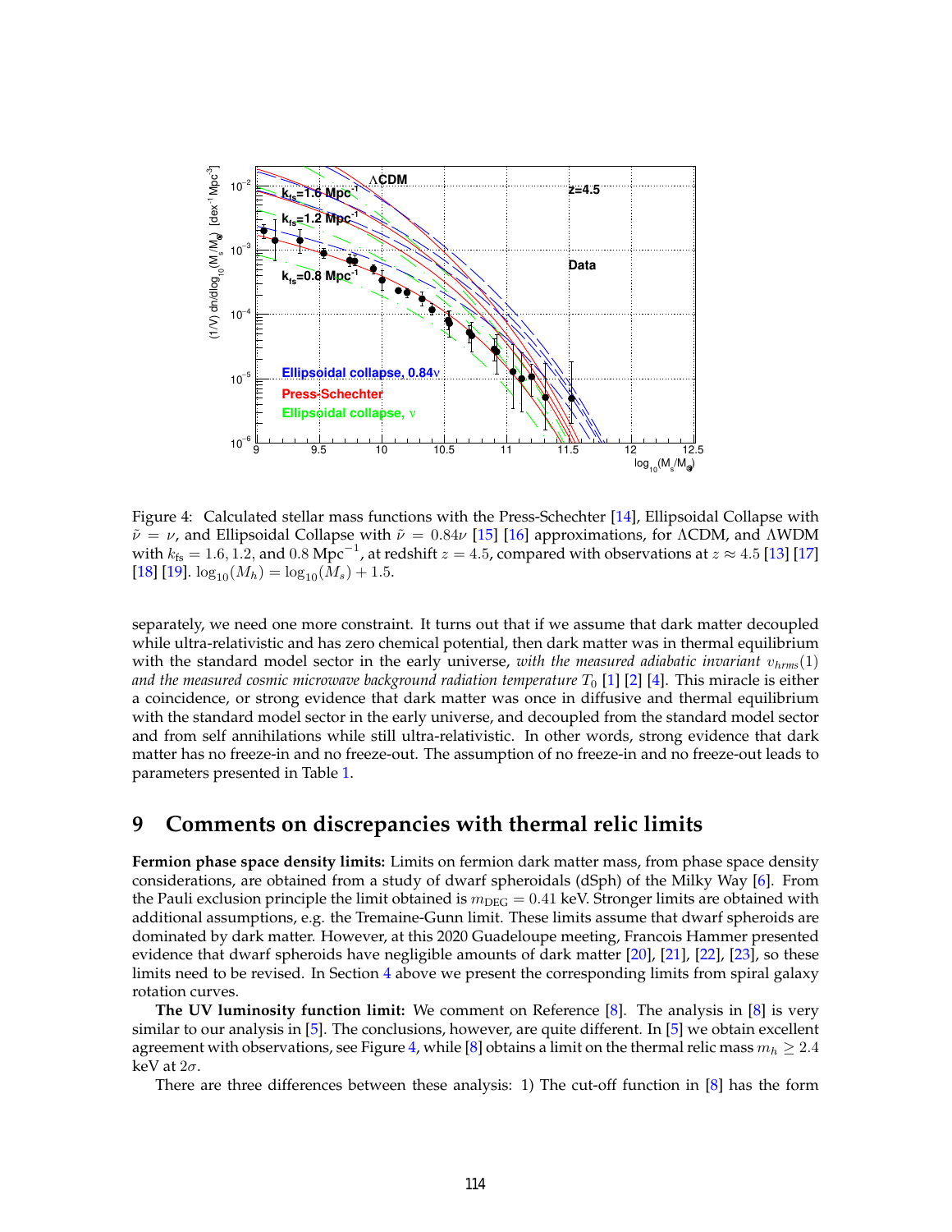ΛCDM
$k_{fs}$=1.6 Mpc$^{-1}$
$k_{fs}$=1.2 Mpc$^{-1}$
$k_{fs}$=0.8 Mpc$^{-1}$
z=4.5
Data
Ellipsoidal collapse, 0.84ν
Press-Schechter
Ellipsoidal collapse, ν
(1/V) dn/dlog$_{10}$(M$_s$/M$_\odot$) [dex$^{-1}$ Mpc$^{-3}$]
$10^{-2}$
$10^{-3}$
$10^{-4}$
$10^{-5}$
$10^{-6}$
9
9.5
10
10.5
11
11.5
12
12.5
log$_{10}$(M$_s$/M$_\odot$)

Figure 4: Calculated stellar mass functions with the Press-Schechter [14], Ellipsoidal Collapse with $\tilde{\nu} = \nu$, and Ellipsoidal Collapse with $\tilde{\nu} = 0.84\nu$ [15] [16] approximations, for ΛCDM, and ΛWDM with $k_{\text{fs}} = 1.6, 1.2,$ and $0.8$ Mpc$^{-1}$, at redshift $z = 4.5$, compared with observations at $z \approx 4.5$ [13] [17] [18] [19]. $\log_{10}(M_h) = \log_{10}(M_s) + 1.5$.

separately, we need one more constraint. It turns out that if we assume that dark matter decoupled while ultra-relativistic and has zero chemical potential, then dark matter was in thermal equilibrium with the standard model sector in the early universe, *with the measured adiabatic invariant $v_{hrms}(1)$ and the measured cosmic microwave background radiation temperature $T_0$* [1] [2] [4]. This miracle is either a coincidence, or strong evidence that dark matter was once in diffusive and thermal equilibrium with the standard model sector in the early universe, and decoupled from the standard model sector and from self annihilations while still ultra-relativistic. In other words, strong evidence that dark matter has no freeze-in and no freeze-out. The assumption of no freeze-in and no freeze-out leads to parameters presented in Table 1.

## 9 Comments on discrepancies with thermal relic limits

**Fermion phase space density limits:** Limits on fermion dark matter mass, from phase space density considerations, are obtained from a study of dwarf spheroidals (dSph) of the Milky Way [6]. From the Pauli exclusion principle the limit obtained is $m_{\text{DEG}} = 0.41$ keV. Stronger limits are obtained with additional assumptions, e.g. the Tremaine-Gunn limit. These limits assume that dwarf spheroids are dominated by dark matter. However, at this 2020 Guadeloupe meeting, Francois Hammer presented evidence that dwarf spheroids have negligible amounts of dark matter [20], [21], [22], [23], so these limits need to be revised. In Section 4 above we present the corresponding limits from spiral galaxy rotation curves.

**The UV luminosity function limit:** We comment on Reference [8]. The analysis in [8] is very similar to our analysis in [5]. The conclusions, however, are quite different. In [5] we obtain excellent agreement with observations, see Figure 4, while [8] obtains a limit on the thermal relic mass $m_h \geq 2.4$ keV at $2\sigma$.

There are three differences between these analysis: 1) The cut-off function in [8] has the form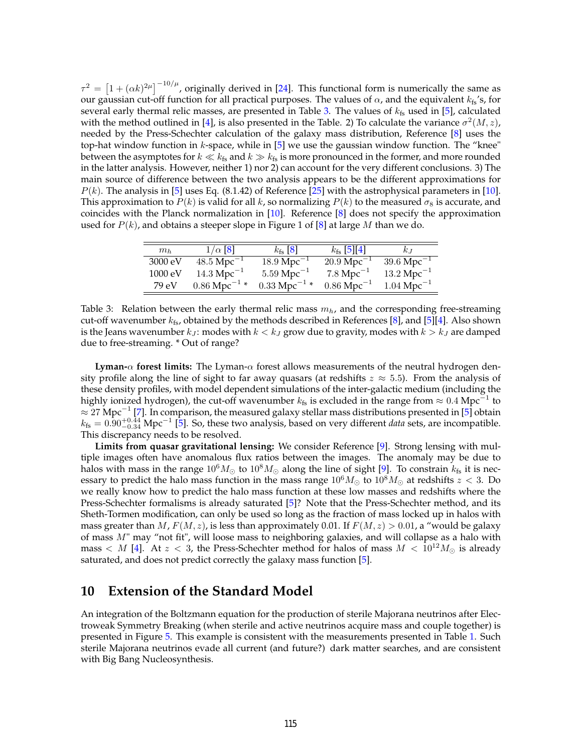$\tau^2 = \left[1 + (\alpha k)^{2\mu}\right]^{-10/\mu}$, originally derived in [24]. This functional form is numerically the same as our gaussian cut-off function for all practical purposes. The values of $\alpha$, and the equivalent $k_{\text{fs}}$'s, for several early thermal relic masses, are presented in Table 3. The values of $k_{\text{fs}}$ used in [5], calculated with the method outlined in [4], is also presented in the Table. 2) To calculate the variance $\sigma^2(M, z)$, needed by the Press-Schechter calculation of the galaxy mass distribution, Reference [8] uses the top-hat window function in $k$-space, while in [5] we use the gaussian window function. The "knee" between the asymptotes for $k \ll k_{\text{fs}}$ and $k \gg k_{\text{fs}}$ is more pronounced in the former, and more rounded in the latter analysis. However, neither 1) nor 2) can account for the very different conclusions. 3) The main source of difference between the two analysis appears to be the different approximations for $P(k)$. The analysis in [5] uses Eq. (8.1.42) of Reference [25] with the astrophysical parameters in [10]. This approximation to $P(k)$ is valid for all $k$, so normalizing $P(k)$ to the measured $\sigma_8$ is accurate, and coincides with the Planck normalization in [10]. Reference [8] does not specify the approximation used for $P(k)$, and obtains a steeper slope in Figure 1 of [8] at large $M$ than we do.

| $m_h$ | $1/\alpha$ [8] | $k_{\text{fs}}$ [8] | $k_{\text{fs}}$ [5][4] | $k_J$ |
|---|---|---|---|---|
| 3000 eV | 48.5 $\text{Mpc}^{-1}$ | 18.9 $\text{Mpc}^{-1}$ | 20.9 $\text{Mpc}^{-1}$ | 39.6 $\text{Mpc}^{-1}$ |
| 1000 eV | 14.3 $\text{Mpc}^{-1}$ | 5.59 $\text{Mpc}^{-1}$ | 7.8 $\text{Mpc}^{-1}$ | 13.2 $\text{Mpc}^{-1}$ |
| 79 eV | 0.86 $\text{Mpc}^{-1}$ * | 0.33 $\text{Mpc}^{-1}$ * | 0.86 $\text{Mpc}^{-1}$ | 1.04 $\text{Mpc}^{-1}$ |

Table 3: Relation between the early thermal relic mass $m_h$, and the corresponding free-streaming cut-off wavenumber $k_{\text{fs}}$, obtained by the methods described in References [8], and [5][4]. Also shown is the Jeans wavenumber $k_J$: modes with $k < k_J$ grow due to gravity, modes with $k > k_J$ are damped due to free-streaming. * Out of range?

**Lyman-$\alpha$ forest limits:** The Lyman-$\alpha$ forest allows measurements of the neutral hydrogen density profile along the line of sight to far away quasars (at redshifts $z \approx 5.5$). From the analysis of these density profiles, with model dependent simulations of the inter-galactic medium (including the highly ionized hydrogen), the cut-off wavenumber $k_{\text{fs}}$ is excluded in the range from $\approx 0.4$ $\text{Mpc}^{-1}$ to $\approx 27$ $\text{Mpc}^{-1}$ [7]. In comparison, the measured galaxy stellar mass distributions presented in [5] obtain $k_{\text{fs}} = 0.90^{+0.44}_{-0.34}$ $\text{Mpc}^{-1}$ [5]. So, these two analysis, based on very different *data* sets, are incompatible. This discrepancy needs to be resolved.

**Limits from quasar gravitational lensing:** We consider Reference [9]. Strong lensing with multiple images often have anomalous flux ratios between the images. The anomaly may be due to halos with mass in the range $10^6 M_\odot$ to $10^8 M_\odot$ along the line of sight [9]. To constrain $k_{\text{fs}}$ it is necessary to predict the halo mass function in the mass range $10^6 M_\odot$ to $10^8 M_\odot$ at redshifts $z < 3$. Do we really know how to predict the halo mass function at these low masses and redshifts where the Press-Schechter formalisms is already saturated [5]? Note that the Press-Schechter method, and its Sheth-Tormen modification, can only be used so long as the fraction of mass locked up in halos with mass greater than $M$, $F(M, z)$, is less than approximately 0.01. If $F(M, z) > 0.01$, a "would be galaxy of mass $M$" may "not fit", will loose mass to neighboring galaxies, and will collapse as a halo with mass $< M$ [4]. At $z < 3$, the Press-Schechter method for halos of mass $M < 10^{12} M_\odot$ is already saturated, and does not predict correctly the galaxy mass function [5].

## 10 Extension of the Standard Model

An integration of the Boltzmann equation for the production of sterile Majorana neutrinos after Electroweak Symmetry Breaking (when sterile and active neutrinos acquire mass and couple together) is presented in Figure 5. This example is consistent with the measurements presented in Table 1. Such sterile Majorana neutrinos evade all current (and future?) dark matter searches, and are consistent with Big Bang Nucleosynthesis.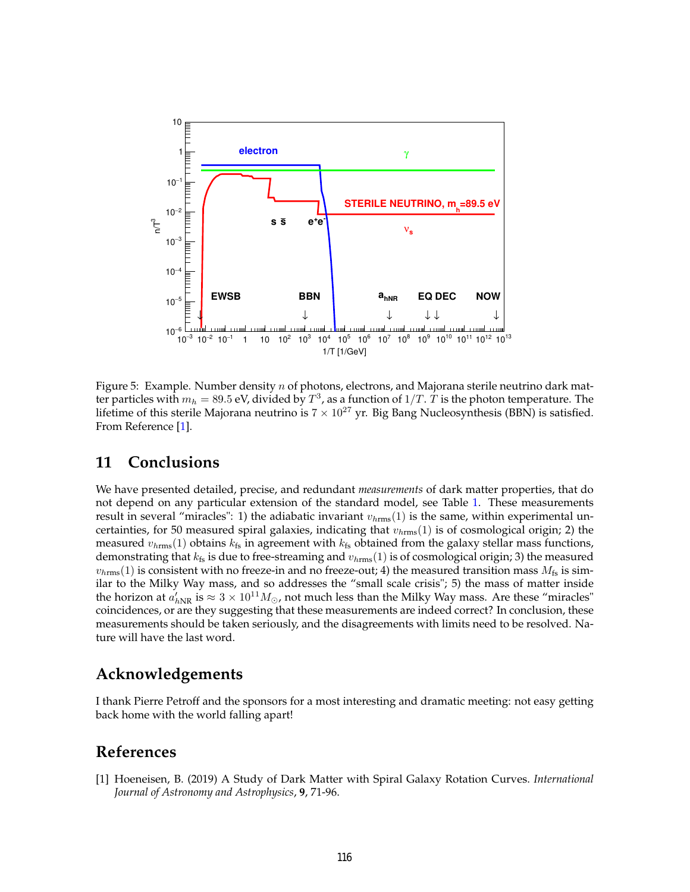10

1

$10^{-1}$

$10^{-2}$

$10^{-3}$

$10^{-4}$

$10^{-5}$

$10^{-6}$

$n/T^3$

electron

$\gamma$

STERILE NEUTRINO, $m_h$=89.5 eV

$s\ \bar{s}$

$e^+e^-$

$\nu_s$

EWSB

BBN

$a_{hNR}$

EQ DEC

NOW

$10^{-3}$ $10^{-2}$ $10^{-1}$ 1 10 $10^2$ $10^3$ $10^4$ $10^5$ $10^6$ $10^7$ $10^8$ $10^9$ $10^{10}$ $10^{11}$ $10^{12}$ $10^{13}$

1/T [1/GeV]

Figure 5: Example. Number density $n$ of photons, electrons, and Majorana sterile neutrino dark matter particles with $m_h = 89.5$ eV, divided by $T^3$, as a function of $1/T$. $T$ is the photon temperature. The lifetime of this sterile Majorana neutrino is $7 \times 10^{27}$ yr. Big Bang Nucleosynthesis (BBN) is satisfied. From Reference [1].

## 11 Conclusions

We have presented detailed, precise, and redundant *measurements* of dark matter properties, that do not depend on any particular extension of the standard model, see Table 1. These measurements result in several "miracles": 1) the adiabatic invariant $v_{h\mathrm{rms}}(1)$ is the same, within experimental uncertainties, for 50 measured spiral galaxies, indicating that $v_{h\mathrm{rms}}(1)$ is of cosmological origin; 2) the measured $v_{h\mathrm{rms}}(1)$ obtains $k_{\mathrm{fs}}$ in agreement with $k_{\mathrm{fs}}$ obtained from the galaxy stellar mass functions, demonstrating that $k_{\mathrm{fs}}$ is due to free-streaming and $v_{h\mathrm{rms}}(1)$ is of cosmological origin; 3) the measured $v_{h\mathrm{rms}}(1)$ is consistent with no freeze-in and no freeze-out; 4) the measured transition mass $M_{\mathrm{fs}}$ is similar to the Milky Way mass, and so addresses the "small scale crisis"; 5) the mass of matter inside the horizon at $a'_{h\mathrm{NR}}$ is $\approx 3 \times 10^{11} M_\odot$, not much less than the Milky Way mass. Are these "miracles" coincidences, or are they suggesting that these measurements are indeed correct? In conclusion, these measurements should be taken seriously, and the disagreements with limits need to be resolved. Nature will have the last word.

## Acknowledgements

I thank Pierre Petroff and the sponsors for a most interesting and dramatic meeting: not easy getting back home with the world falling apart!

## References

[1] Hoeneisen, B. (2019) A Study of Dark Matter with Spiral Galaxy Rotation Curves. *International Journal of Astronomy and Astrophysics*, **9**, 71-96.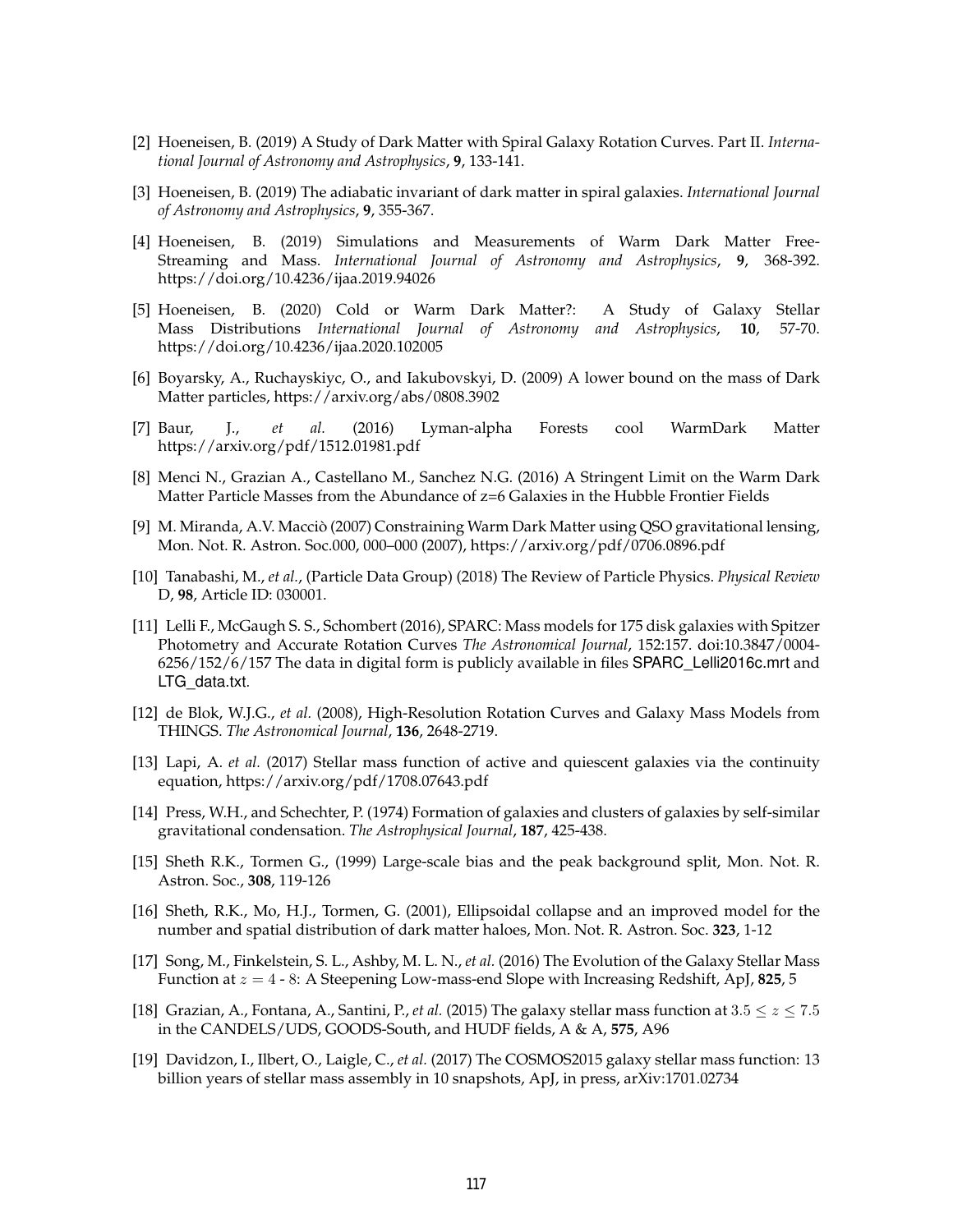[2] Hoeneisen, B. (2019) A Study of Dark Matter with Spiral Galaxy Rotation Curves. Part II. *International Journal of Astronomy and Astrophysics*, **9**, 133-141.

[3] Hoeneisen, B. (2019) The adiabatic invariant of dark matter in spiral galaxies. *International Journal of Astronomy and Astrophysics*, **9**, 355-367.

[4] Hoeneisen, B. (2019) Simulations and Measurements of Warm Dark Matter Free-Streaming and Mass. *International Journal of Astronomy and Astrophysics*, **9**, 368-392. https://doi.org/10.4236/ijaa.2019.94026

[5] Hoeneisen, B. (2020) Cold or Warm Dark Matter?: A Study of Galaxy Stellar Mass Distributions *International Journal of Astronomy and Astrophysics*, **10**, 57-70. https://doi.org/10.4236/ijaa.2020.102005

[6] Boyarsky, A., Ruchayskiyc, O., and Iakubovskyi, D. (2009) A lower bound on the mass of Dark Matter particles, https://arxiv.org/abs/0808.3902

[7] Baur, J., *et al.* (2016) Lyman-alpha Forests cool WarmDark Matter https://arxiv.org/pdf/1512.01981.pdf

[8] Menci N., Grazian A., Castellano M., Sanchez N.G. (2016) A Stringent Limit on the Warm Dark Matter Particle Masses from the Abundance of z=6 Galaxies in the Hubble Frontier Fields

[9] M. Miranda, A.V. Macciò (2007) Constraining Warm Dark Matter using QSO gravitational lensing, Mon. Not. R. Astron. Soc.000, 000–000 (2007), https://arxiv.org/pdf/0706.0896.pdf

[10] Tanabashi, M., *et al.*, (Particle Data Group) (2018) The Review of Particle Physics. *Physical Review* D, **98**, Article ID: 030001.

[11] Lelli F., McGaugh S. S., Schombert (2016), SPARC: Mass models for 175 disk galaxies with Spitzer Photometry and Accurate Rotation Curves *The Astronomical Journal*, 152:157. doi:10.3847/0004-6256/152/6/157 The data in digital form is publicly available in files SPARC_Lelli2016c.mrt and LTG_data.txt.

[12] de Blok, W.J.G., *et al.* (2008), High-Resolution Rotation Curves and Galaxy Mass Models from THINGS. *The Astronomical Journal*, **136**, 2648-2719.

[13] Lapi, A. *et al.* (2017) Stellar mass function of active and quiescent galaxies via the continuity equation, https://arxiv.org/pdf/1708.07643.pdf

[14] Press, W.H., and Schechter, P. (1974) Formation of galaxies and clusters of galaxies by self-similar gravitational condensation. *The Astrophysical Journal*, **187**, 425-438.

[15] Sheth R.K., Tormen G., (1999) Large-scale bias and the peak background split, Mon. Not. R. Astron. Soc., **308**, 119-126

[16] Sheth, R.K., Mo, H.J., Tormen, G. (2001), Ellipsoidal collapse and an improved model for the number and spatial distribution of dark matter haloes, Mon. Not. R. Astron. Soc. **323**, 1-12

[17] Song, M., Finkelstein, S. L., Ashby, M. L. N., *et al.* (2016) The Evolution of the Galaxy Stellar Mass Function at $z = 4$ - $8$: A Steepening Low-mass-end Slope with Increasing Redshift, ApJ, **825**, 5

[18] Grazian, A., Fontana, A., Santini, P., *et al.* (2015) The galaxy stellar mass function at $3.5 \leq z \leq 7.5$ in the CANDELS/UDS, GOODS-South, and HUDF fields, A & A, **575**, A96

[19] Davidzon, I., Ilbert, O., Laigle, C., *et al.* (2017) The COSMOS2015 galaxy stellar mass function: 13 billion years of stellar mass assembly in 10 snapshots, ApJ, in press, arXiv:1701.02734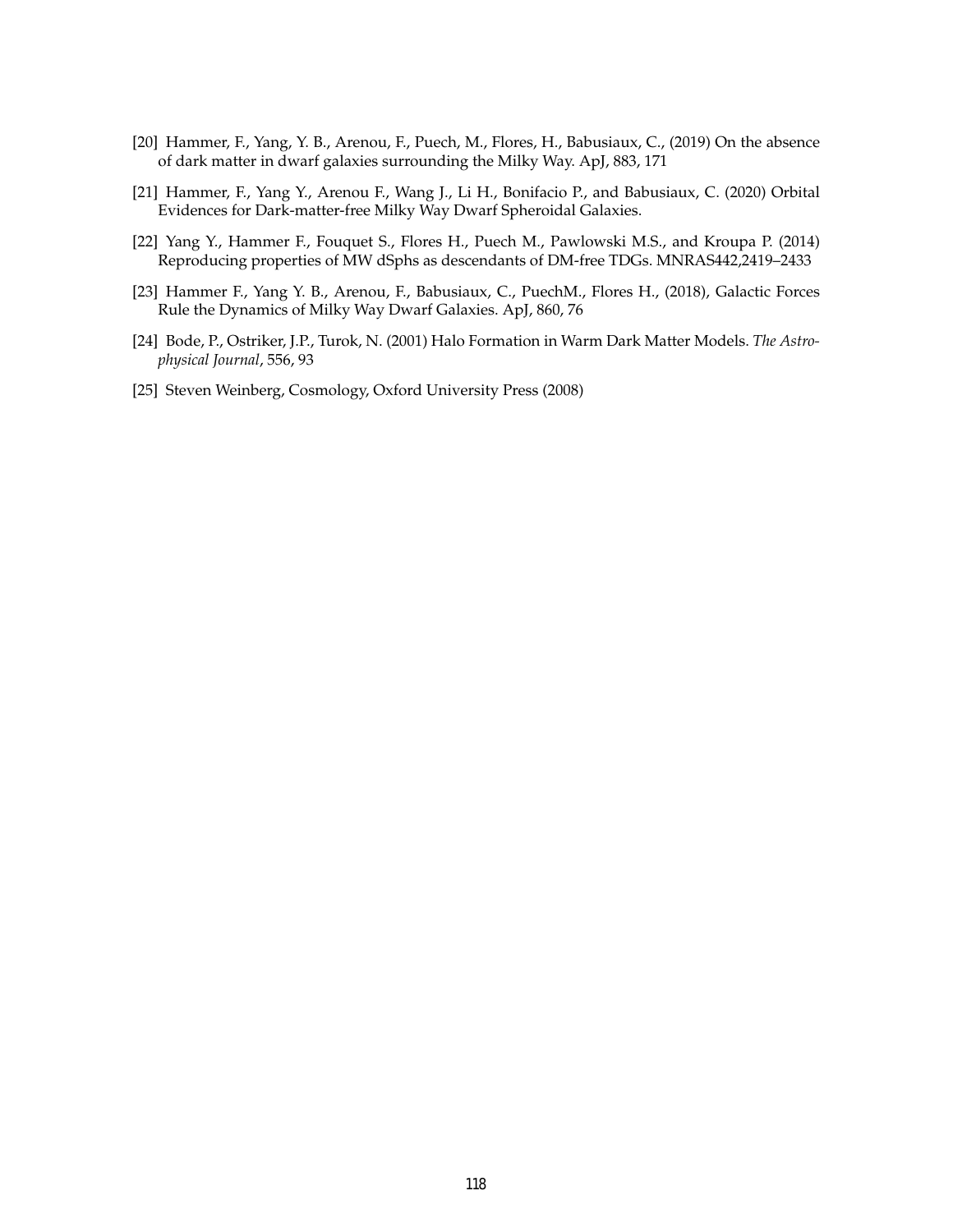[20] Hammer, F., Yang, Y. B., Arenou, F., Puech, M., Flores, H., Babusiaux, C., (2019) On the absence of dark matter in dwarf galaxies surrounding the Milky Way. ApJ, 883, 171

[21] Hammer, F., Yang Y., Arenou F., Wang J., Li H., Bonifacio P., and Babusiaux, C. (2020) Orbital Evidences for Dark-matter-free Milky Way Dwarf Spheroidal Galaxies.

[22] Yang Y., Hammer F., Fouquet S., Flores H., Puech M., Pawlowski M.S., and Kroupa P. (2014) Reproducing properties of MW dSphs as descendants of DM-free TDGs. MNRAS442,2419–2433

[23] Hammer F., Yang Y. B., Arenou, F., Babusiaux, C., PuechM., Flores H., (2018), Galactic Forces Rule the Dynamics of Milky Way Dwarf Galaxies. ApJ, 860, 76

[24] Bode, P., Ostriker, J.P., Turok, N. (2001) Halo Formation in Warm Dark Matter Models. *The Astrophysical Journal*, 556, 93

[25] Steven Weinberg, Cosmology, Oxford University Press (2008)